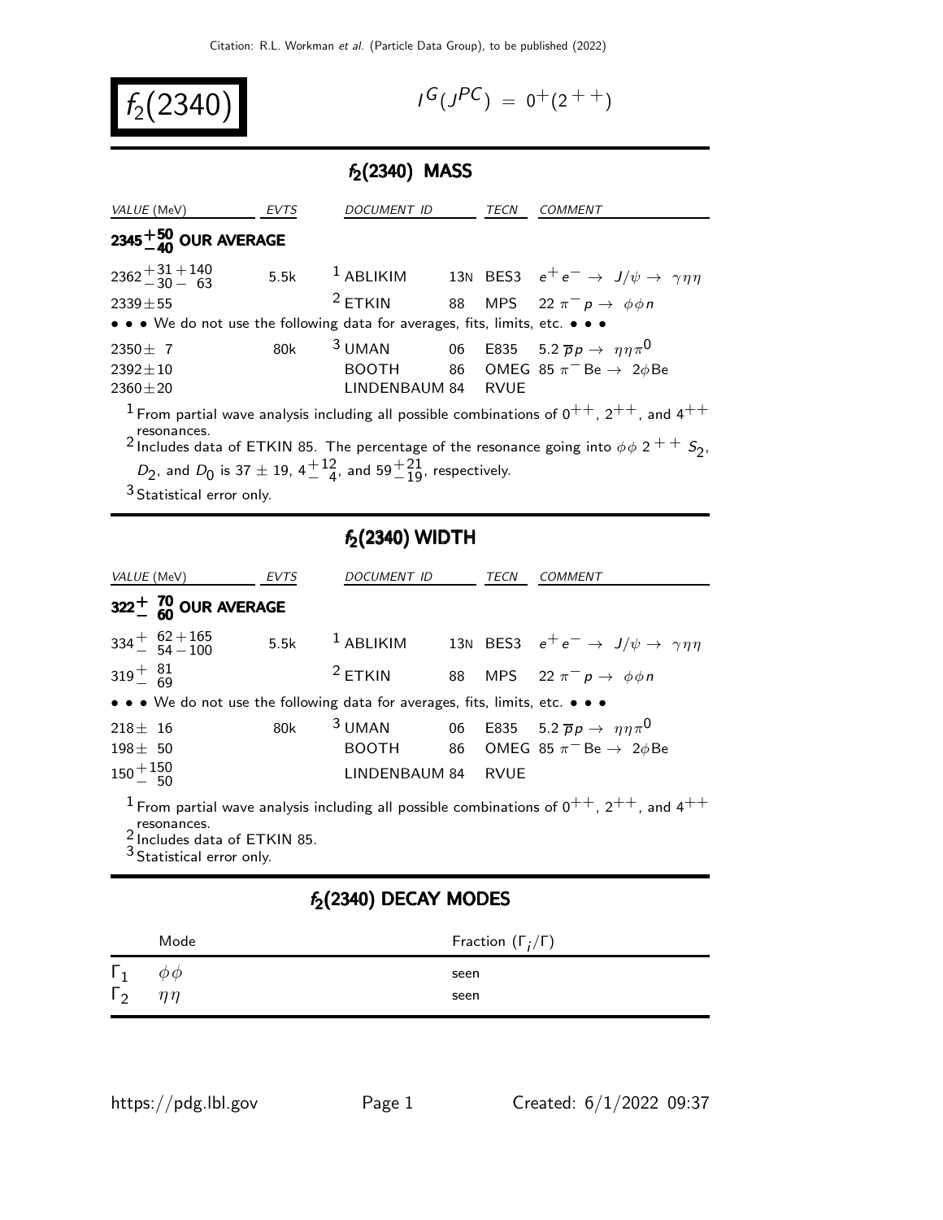# $f_2(2340)$

$I^G(J^{PC}) = 0^+(2^{++})$

## $f_2(2340)$ MASS

| VALUE (MeV) | EVTS | DOCUMENT ID | | TECN | COMMENT |
|---|---|---|---|---|---|
| **$2345^{+50}_{-40}$ OUR AVERAGE** | | | | | |
| $2362^{+31}_{-30}{}^{+140}_{-63}$ | 5.5k | [1] ABLIKIM | 13N | BES3 | $e^+e^- \rightarrow J/\psi \rightarrow \gamma\eta\eta$ |
| $2339 \pm 55$ | | [2] ETKIN | 88 | MPS | $22\ \pi^- p \rightarrow \phi\phi n$ |
| • • • We do not use the following data for averages, fits, limits, etc. • • • | | | | | |
| $2350 \pm 7$ | 80k | [3] UMAN | 06 | E835 | $5.2\ \overline{p}p \rightarrow \eta\eta\pi^0$ |
| $2392 \pm 10$ | | BOOTH | 86 | OMEG | $85\ \pi^-\text{Be} \rightarrow 2\phi\text{Be}$ |
| $2360 \pm 20$ | | LINDENBAUM | 84 | RVUE | |

[1] From partial wave analysis including all possible combinations of $0^{++}$, $2^{++}$, and $4^{++}$ resonances.

[2] Includes data of ETKIN 85. The percentage of the resonance going into $\phi\phi$ $2^{++}$ $S_2$, $D_2$, and $D_0$ is $37 \pm 19$, $4^{+12}_{-4}$, and $59^{+21}_{-19}$, respectively.

[3] Statistical error only.

## $f_2(2340)$ WIDTH

| VALUE (MeV) | EVTS | DOCUMENT ID | | TECN | COMMENT |
|---|---|---|---|---|---|
| **$322^{+70}_{-60}$ OUR AVERAGE** | | | | | |
| $334^{+62}_{-54}{}^{+165}_{-100}$ | 5.5k | [1] ABLIKIM | 13N | BES3 | $e^+e^- \rightarrow J/\psi \rightarrow \gamma\eta\eta$ |
| $319^{+81}_{-69}$ | | [2] ETKIN | 88 | MPS | $22\ \pi^- p \rightarrow \phi\phi n$ |
| • • • We do not use the following data for averages, fits, limits, etc. • • • | | | | | |
| $218 \pm 16$ | 80k | [3] UMAN | 06 | E835 | $5.2\ \overline{p}p \rightarrow \eta\eta\pi^0$ |
| $198 \pm 50$ | | BOOTH | 86 | OMEG | $85\ \pi^-\text{Be} \rightarrow 2\phi\text{Be}$ |
| $150^{+150}_{-50}$ | | LINDENBAUM | 84 | RVUE | |

[1] From partial wave analysis including all possible combinations of $0^{++}$, $2^{++}$, and $4^{++}$ resonances.

[2] Includes data of ETKIN 85.

[3] Statistical error only.

## $f_2(2340)$ DECAY MODES

| | Mode | Fraction ($\Gamma_i/\Gamma$) |
|---|---|---|
| $\Gamma_1$ | $\phi\phi$ | seen |
| $\Gamma_2$ | $\eta\eta$ | seen |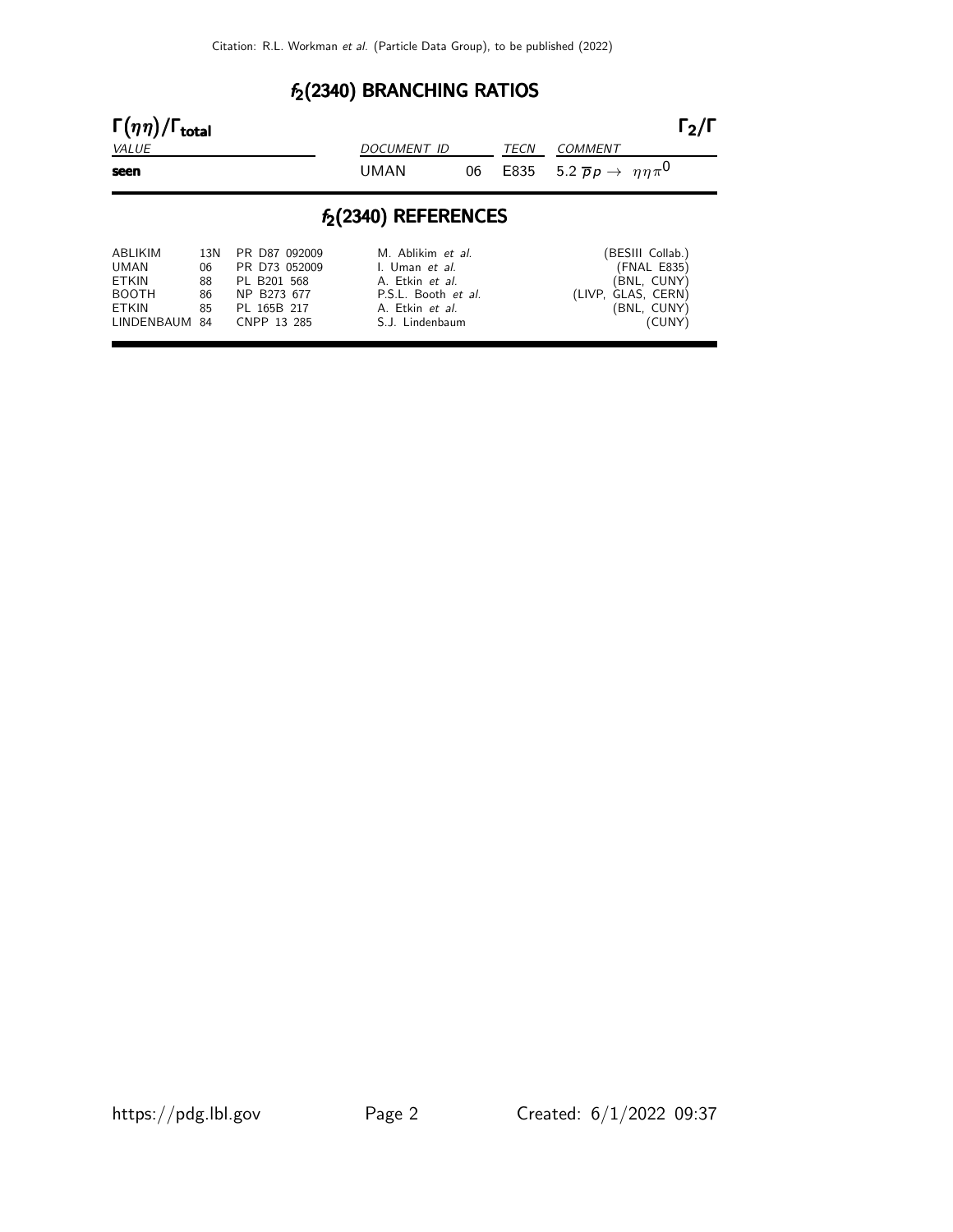## $f_2(2340)$ BRANCHING RATIOS

### $\Gamma(\eta\eta)/\Gamma_{\text{total}}$ $\Gamma_2/\Gamma$

| *VALUE* | *DOCUMENT ID* | | *TECN* | *COMMENT* |
|---|---|---|---|---|
| **seen** | UMAN | 06 | E835 | 5.2 $\overline{p}p \to \eta\eta\pi^0$ |

## $f_2(2340)$ REFERENCES

| | | | | |
|---|---|---|---|---|
| ABLIKIM | 13N | PR D87 092009 | M. Ablikim *et al.* | (BESIII Collab.) |
| UMAN | 06 | PR D73 052009 | I. Uman *et al.* | (FNAL E835) |
| ETKIN | 88 | PL B201 568 | A. Etkin *et al.* | (BNL, CUNY) |
| BOOTH | 86 | NP B273 677 | P.S.L. Booth *et al.* | (LIVP, GLAS, CERN) |
| ETKIN | 85 | PL 165B 217 | A. Etkin *et al.* | (BNL, CUNY) |
| LINDENBAUM | 84 | CNPP 13 285 | S.J. Lindenbaum | (CUNY) |